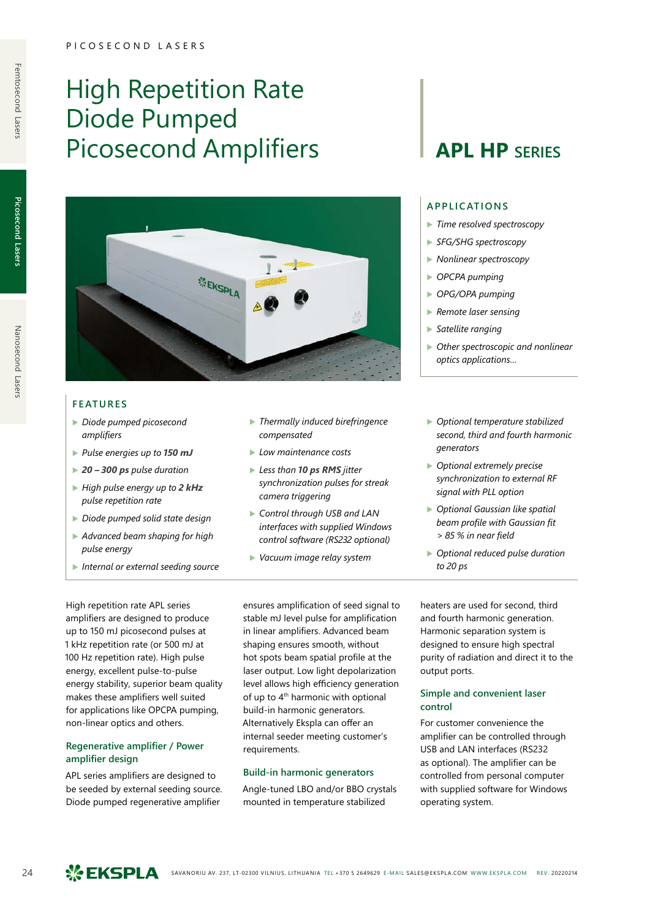# High Repetition Rate Diode Pumped Picosecond Amplifiers

## APL HP SERIES

### APPLICATIONS

- *Time resolved spectroscopy*
- *SFG/SHG spectroscopy*
- *Nonlinear spectroscopy*
- *OPCPA pumping*
- *OPG/OPA pumping*
- *Remote laser sensing*
- *Satellite ranging*
- *Other spectroscopic and nonlinear optics applications...*

### FEATURES

- *Diode pumped picosecond amplifiers*
- *Pulse energies up to **150 mJ***
- ***20 – 300 ps** pulse duration*
- *High pulse energy up to **2 kHz** pulse repetition rate*
- *Diode pumped solid state design*
- *Advanced beam shaping for high pulse energy*
- *Internal or external seeding source*
- *Thermally induced birefringence compensated*
- *Low maintenance costs*
- *Less than **10 ps RMS** jitter synchronization pulses for streak camera triggering*
- *Control through USB and LAN interfaces with supplied Windows control software (RS232 optional)*
- *Vacuum image relay system*
- *Optional temperature stabilized second, third and fourth harmonic generators*
- *Optional extremely precise synchronization to external RF signal with PLL option*
- *Optional Gaussian like spatial beam profile with Gaussian fit > 85 % in near field*
- *Optional reduced pulse duration to 20 ps*

High repetition rate APL series amplifiers are designed to produce up to 150 mJ picosecond pulses at 1 kHz repetition rate (or 500 mJ at 100 Hz repetition rate). High pulse energy, excellent pulse-to-pulse energy stability, superior beam quality makes these amplifiers well suited for applications like OPCPA pumping, non-linear optics and others.

### Regenerative amplifier / Power amplifier design

APL series amplifiers are designed to be seeded by external seeding source. Diode pumped regenerative amplifier ensures amplification of seed signal to stable mJ level pulse for amplification in linear amplifiers. Advanced beam shaping ensures smooth, without hot spots beam spatial profile at the laser output. Low light depolarization level allows high efficiency generation of up to 4$^{th}$ harmonic with optional build-in harmonic generators. Alternatively Ekspla can offer an internal seeder meeting customer's requirements.

### Build-in harmonic generators

Angle-tuned LBO and/or BBO crystals mounted in temperature stabilized heaters are used for second, third and fourth harmonic generation. Harmonic separation system is designed to ensure high spectral purity of radiation and direct it to the output ports.

### Simple and convenient laser control

For customer convenience the amplifier can be controlled through USB and LAN interfaces (RS232 as optional). The amplifier can be controlled from personal computer with supplied software for Windows operating system.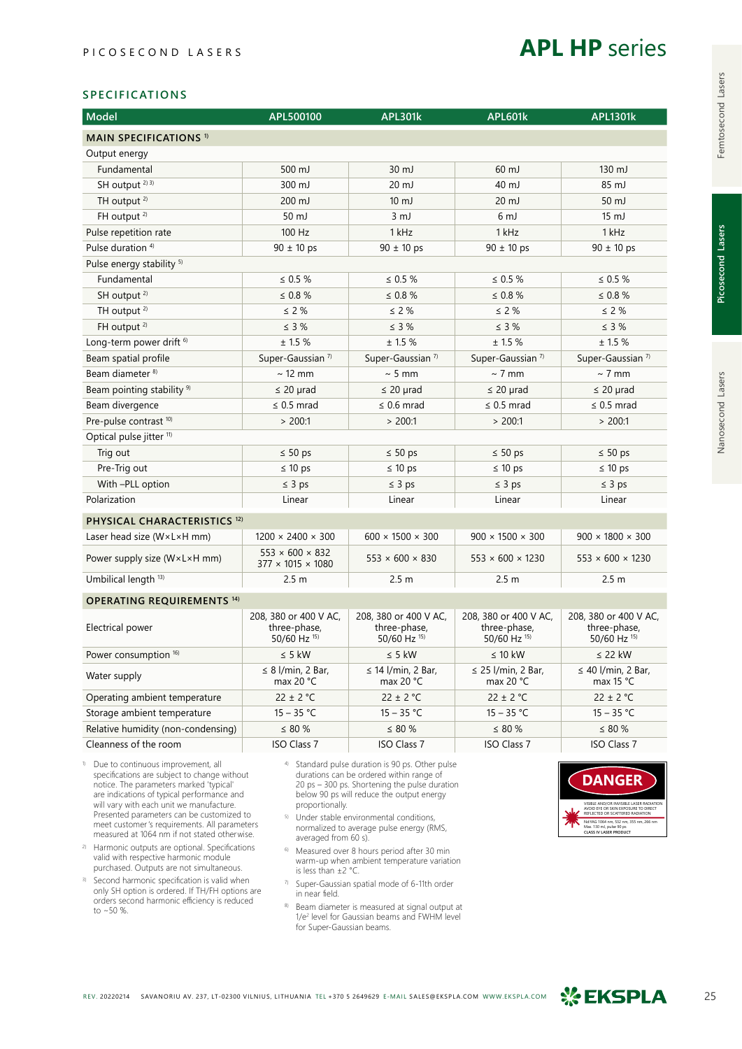PICOSECOND LASERS

# APL HP series

## SPECIFICATIONS

| Model | APL500100 | APL301k | APL601k | APL1301k |
|---|---|---|---|---|
| **MAIN SPECIFICATIONS** [1] | | | | |
| Output energy | | | | |
| Fundamental | 500 mJ | 30 mJ | 60 mJ | 130 mJ |
| SH output [2] [3] | 300 mJ | 20 mJ | 40 mJ | 85 mJ |
| TH output [2] | 200 mJ | 10 mJ | 20 mJ | 50 mJ |
| FH output [2] | 50 mJ | 3 mJ | 6 mJ | 15 mJ |
| Pulse repetition rate | 100 Hz | 1 kHz | 1 kHz | 1 kHz |
| Pulse duration [4] | 90 ± 10 ps | 90 ± 10 ps | 90 ± 10 ps | 90 ± 10 ps |
| Pulse energy stability [5] | | | | |
| Fundamental | ≤ 0.5 % | ≤ 0.5 % | ≤ 0.5 % | ≤ 0.5 % |
| SH output [2] | ≤ 0.8 % | ≤ 0.8 % | ≤ 0.8 % | ≤ 0.8 % |
| TH output [2] | ≤ 2 % | ≤ 2 % | ≤ 2 % | ≤ 2 % |
| FH output [2] | ≤ 3 % | ≤ 3 % | ≤ 3 % | ≤ 3 % |
| Long-term power drift [6] | ± 1.5 % | ± 1.5 % | ± 1.5 % | ± 1.5 % |
| Beam spatial profile | Super-Gaussian [7] | Super-Gaussian [7] | Super-Gaussian [7] | Super-Gaussian [7] |
| Beam diameter [8] | ~ 12 mm | ~ 5 mm | ~ 7 mm | ~ 7 mm |
| Beam pointing stability [9] | ≤ 20 µrad | ≤ 20 µrad | ≤ 20 µrad | ≤ 20 µrad |
| Beam divergence | ≤ 0.5 mrad | ≤ 0.6 mrad | ≤ 0.5 mrad | ≤ 0.5 mrad |
| Pre-pulse contrast [10] | > 200:1 | > 200:1 | > 200:1 | > 200:1 |
| Optical pulse jitter [11] | | | | |
| Trig out | ≤ 50 ps | ≤ 50 ps | ≤ 50 ps | ≤ 50 ps |
| Pre-Trig out | ≤ 10 ps | ≤ 10 ps | ≤ 10 ps | ≤ 10 ps |
| With –PLL option | ≤ 3 ps | ≤ 3 ps | ≤ 3 ps | ≤ 3 ps |
| Polarization | Linear | Linear | Linear | Linear |
| **PHYSICAL CHARACTERISTICS** [12] | | | | |
| Laser head size (W×L×H mm) | 1200 × 2400 × 300 | 600 × 1500 × 300 | 900 × 1500 × 300 | 900 × 1800 × 300 |
| Power supply size (W×L×H mm) | 553 × 600 × 832<br>377 × 1015 × 1080 | 553 × 600 × 830 | 553 × 600 × 1230 | 553 × 600 × 1230 |
| Umbilical length [13] | 2.5 m | 2.5 m | 2.5 m | 2.5 m |
| **OPERATING REQUIREMENTS** [14] | | | | |
| Electrical power | 208, 380 or 400 V AC, three-phase, 50/60 Hz [15] | 208, 380 or 400 V AC, three-phase, 50/60 Hz [15] | 208, 380 or 400 V AC, three-phase, 50/60 Hz [15] | 208, 380 or 400 V AC, three-phase, 50/60 Hz [15] |
| Power consumption [16] | ≤ 5 kW | ≤ 5 kW | ≤ 10 kW | ≤ 22 kW |
| Water supply | ≤ 8 l/min, 2 Bar, max 20 °C | ≤ 14 l/min, 2 Bar, max 20 °C | ≤ 25 l/min, 2 Bar, max 20 °C | ≤ 40 l/min, 2 Bar, max 15 °C |
| Operating ambient temperature | 22 ± 2 °C | 22 ± 2 °C | 22 ± 2 °C | 22 ± 2 °C |
| Storage ambient temperature | 15 – 35 °C | 15 – 35 °C | 15 – 35 °C | 15 – 35 °C |
| Relative humidity (non-condensing) | ≤ 80 % | ≤ 80 % | ≤ 80 % | ≤ 80 % |
| Cleanness of the room | ISO Class 7 | ISO Class 7 | ISO Class 7 | ISO Class 7 |

1) Due to continuous improvement, all specifications are subject to change without notice. The parameters marked 'typical' are indications of typical performance and will vary with each unit we manufacture. Presented parameters can be customized to meet customer's requirements. All parameters measured at 1064 nm if not stated otherwise.

2) Harmonic outputs are optional. Specifications valid with respective harmonic module purchased. Outputs are not simultaneous.

3) Second harmonic specification is valid when only SH option is ordered. If TH/FH options are orders second harmonic efficiency is reduced to ~50 %.

4) Standard pulse duration is 90 ps. Other pulse durations can be ordered within range of 20 ps – 300 ps. Shortening the pulse duration below 90 ps will reduce the output energy proportionally.

5) Under stable environmental conditions, normalized to average pulse energy (RMS, averaged from 60 s).

6) Measured over 8 hours period after 30 min warm-up when ambient temperature variation is less than ±2 °C.

7) Super-Gaussian spatial mode of 6-11th order in near field.

8) Beam diameter is measured at signal output at $1/e^2$ level for Gaussian beams and FWHM level for Super-Gaussian beams.

DANGER

VISIBLE AND/OR INVISIBLE LASER RADIATION
AVOID EYE OR SKIN EXPOSURE TO DIRECT REFLECTED OR SCATTERED RADIATION
Nd:YAG 1064 nm, 532 nm, 355 nm, 266 nm
Max. 130 mJ, pulse 90 ps
CLASS IV LASER PRODUCT

REV. 20220214 SAVANORIU AV. 237, LT-02300 VILNIUS, LITHUANIA TEL +370 5 2649629 E-MAIL SALES@EKSPLA.COM WWW.EKSPLA.COM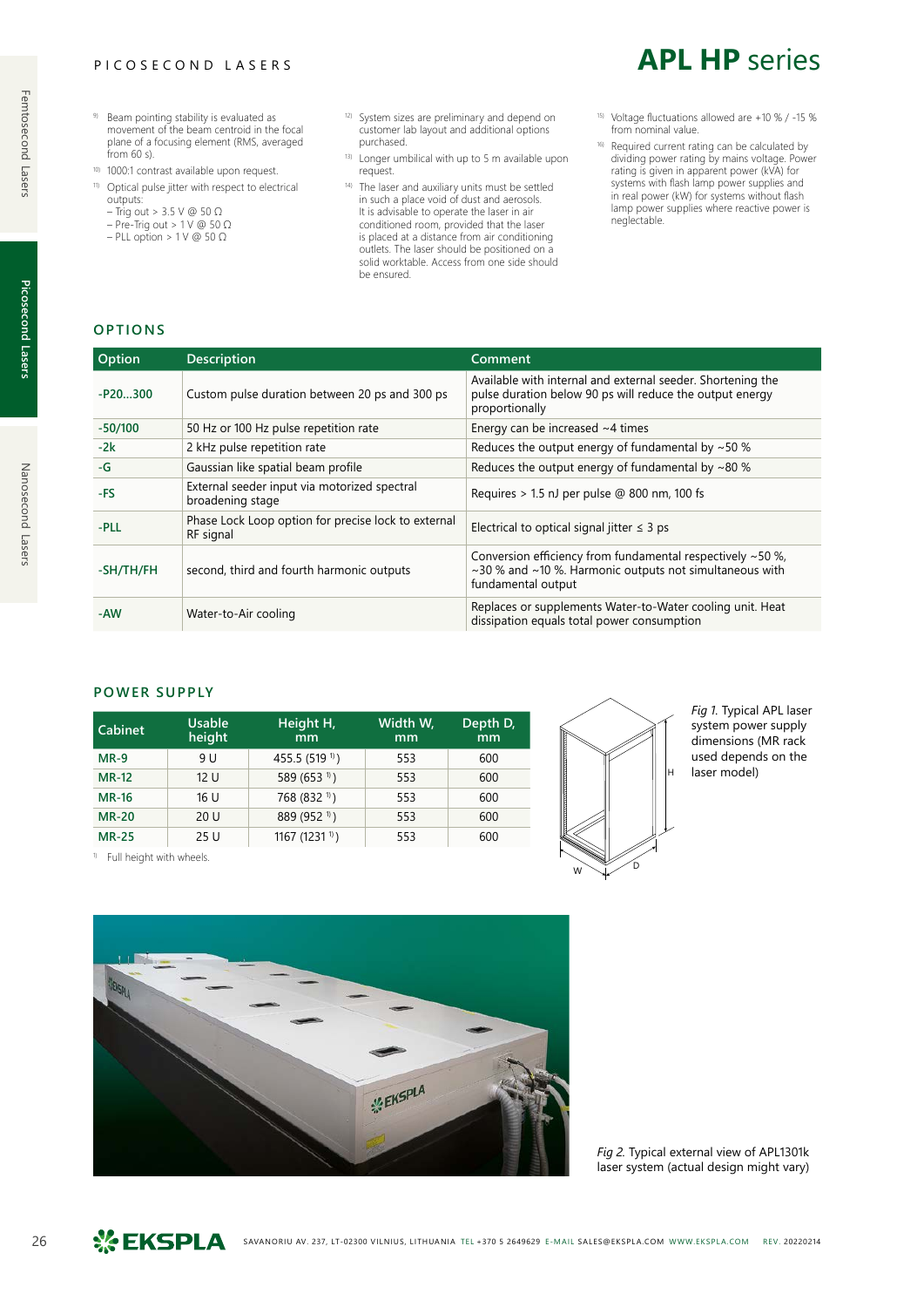9) Beam pointing stability is evaluated as movement of the beam centroid in the focal plane of a focusing element (RMS, averaged from 60 s).

10) 1000:1 contrast available upon request.

11) Optical pulse jitter with respect to electrical outputs:
- Trig out > 3.5 V @ 50 Ω
- Pre-Trig out > 1 V @ 50 Ω
- PLL option > 1 V @ 50 Ω

12) System sizes are preliminary and depend on customer lab layout and additional options purchased.

13) Longer umbilical with up to 5 m available upon request.

14) The laser and auxiliary units must be settled in such a place void of dust and aerosols. It is advisable to operate the laser in air conditioned room, provided that the laser is placed at a distance from air conditioning outlets. The laser should be positioned on a solid worktable. Access from one side should be ensured.

15) Voltage fluctuations allowed are +10 % / -15 % from nominal value.

16) Required current rating can be calculated by dividing power rating by mains voltage. Power rating is given in apparent power (kVA) for systems with flash lamp power supplies and in real power (kW) for systems without flash lamp power supplies where reactive power is neglectable.

## OPTIONS

| Option | Description | Comment |
|---|---|---|
| -P20...300 | Custom pulse duration between 20 ps and 300 ps | Available with internal and external seeder. Shortening the pulse duration below 90 ps will reduce the output energy proportionally |
| -50/100 | 50 Hz or 100 Hz pulse repetition rate | Energy can be increased ~4 times |
| -2k | 2 kHz pulse repetition rate | Reduces the output energy of fundamental by ~50 % |
| -G | Gaussian like spatial beam profile | Reduces the output energy of fundamental by ~80 % |
| -FS | External seeder input via motorized spectral broadening stage | Requires > 1.5 nJ per pulse @ 800 nm, 100 fs |
| -PLL | Phase Lock Loop option for precise lock to external RF signal | Electrical to optical signal jitter ≤ 3 ps |
| -SH/TH/FH | second, third and fourth harmonic outputs | Conversion efficiency from fundamental respectively ~50 %, ~30 % and ~10 %. Harmonic outputs not simultaneous with fundamental output |
| -AW | Water-to-Air cooling | Replaces or supplements Water-to-Water cooling unit. Heat dissipation equals total power consumption |

## POWER SUPPLY

| Cabinet | Usable height | Height H, mm | Width W, mm | Depth D, mm |
|---|---|---|---|---|
| MR-9 | 9 U | 455.5 (519 [1]) | 553 | 600 |
| MR-12 | 12 U | 589 (653 [1]) | 553 | 600 |
| MR-16 | 16 U | 768 (832 [1]) | 553 | 600 |
| MR-20 | 20 U | 889 (952 [1]) | 553 | 600 |
| MR-25 | 25 U | 1167 (1231 [1]) | 553 | 600 |

1) Full height with wheels.

*Fig 1.* Typical APL laser system power supply dimensions (MR rack used depends on the laser model)

*Fig 2.* Typical external view of APL1301k laser system (actual design might vary)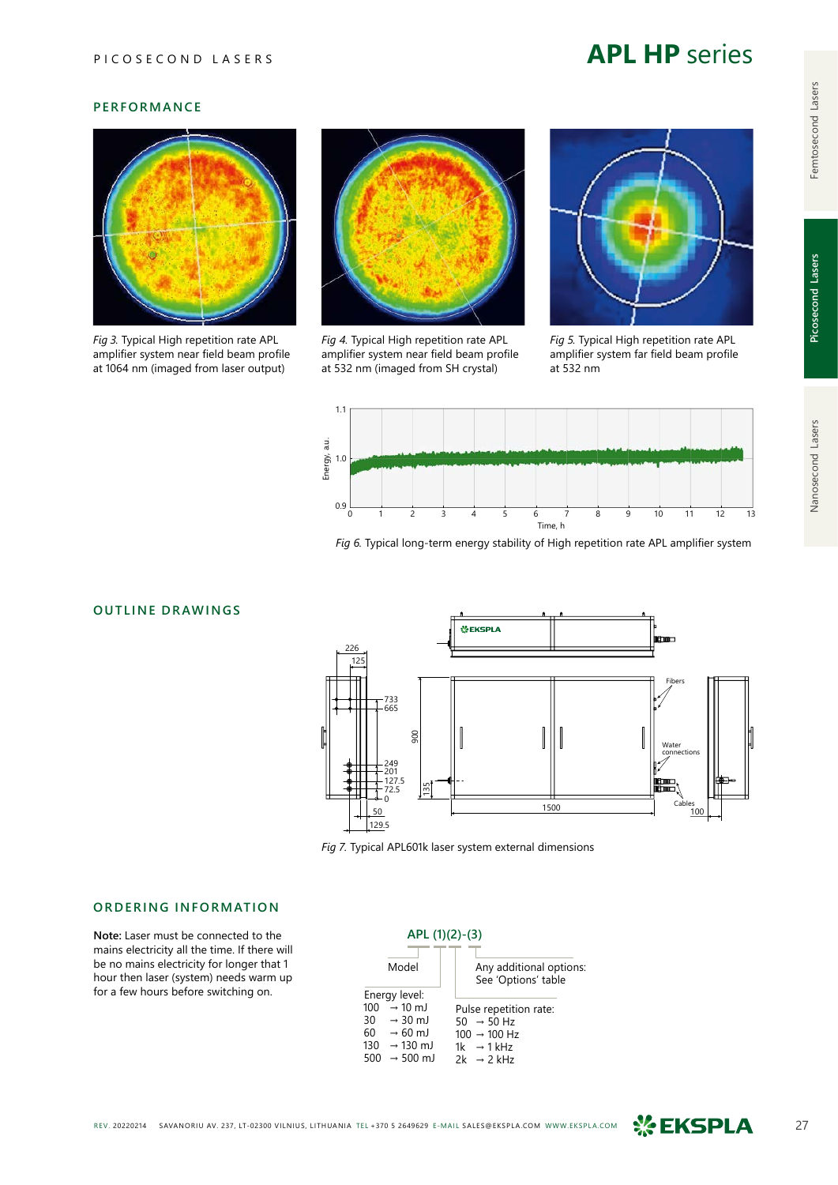# APL HP series

## PERFORMANCE

*Fig 3.* Typical High repetition rate APL amplifier system near field beam profile at 1064 nm (imaged from laser output)

*Fig 4.* Typical High repetition rate APL amplifier system near field beam profile at 532 nm (imaged from SH crystal)

*Fig 5.* Typical High repetition rate APL amplifier system far field beam profile at 532 nm

Energy, a.u.
1.1
1.0
0.9
0 1 2 3 4 5 6 7 8 9 10 11 12 13
Time, h

*Fig 6.* Typical long-term energy stability of High repetition rate APL amplifier system

## OUTLINE DRAWINGS

EKSPLA
226
125
733
665
249
201
127.5
72.5
0
50
129.5
900
135
1500
Fibers
Water connections
Cables
100

*Fig 7.* Typical APL601k laser system external dimensions

## ORDERING INFORMATION

**Note:** Laser must be connected to the mains electricity all the time. If there will be no mains electricity for longer that 1 hour then laser (system) needs warm up for a few hours before switching on.

APL (1)(2)-(3)

Model

Energy level:
100 → 10 mJ
30 → 30 mJ
60 → 60 mJ
130 → 130 mJ
500 → 500 mJ

Pulse repetition rate:
50 → 50 Hz
100 → 100 Hz
1k → 1 kHz
2k → 2 kHz

Any additional options: See 'Options' table